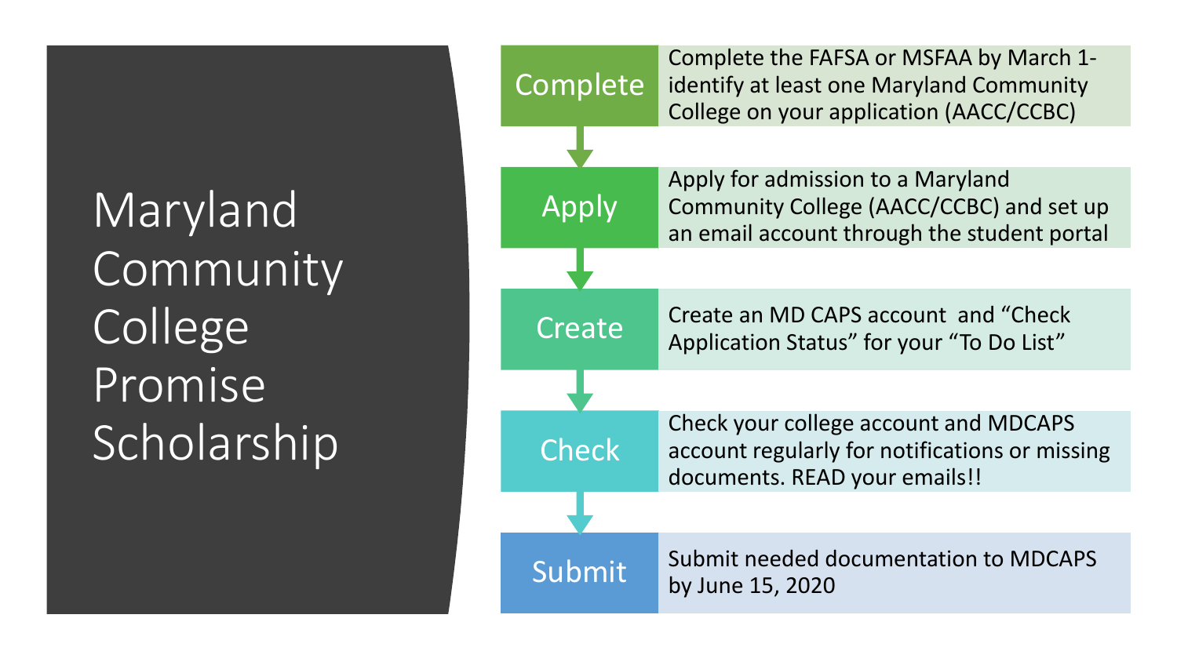# Maryland Community College Promise Scholarship

**Complete** — Complete the FAFSA or MSFAA by March 1- identify at least one Maryland Community College on your application (AACC/CCBC)

**Apply** — Apply for admission to a Maryland Community College (AACC/CCBC) and set up an email account through the student portal

**Create** — Create an MD CAPS account and "Check Application Status" for your "To Do List"

**Check** — Check your college account and MDCAPS account regularly for notifications or missing documents. READ your emails!!

**Submit** — Submit needed documentation to MDCAPS by June 15, 2020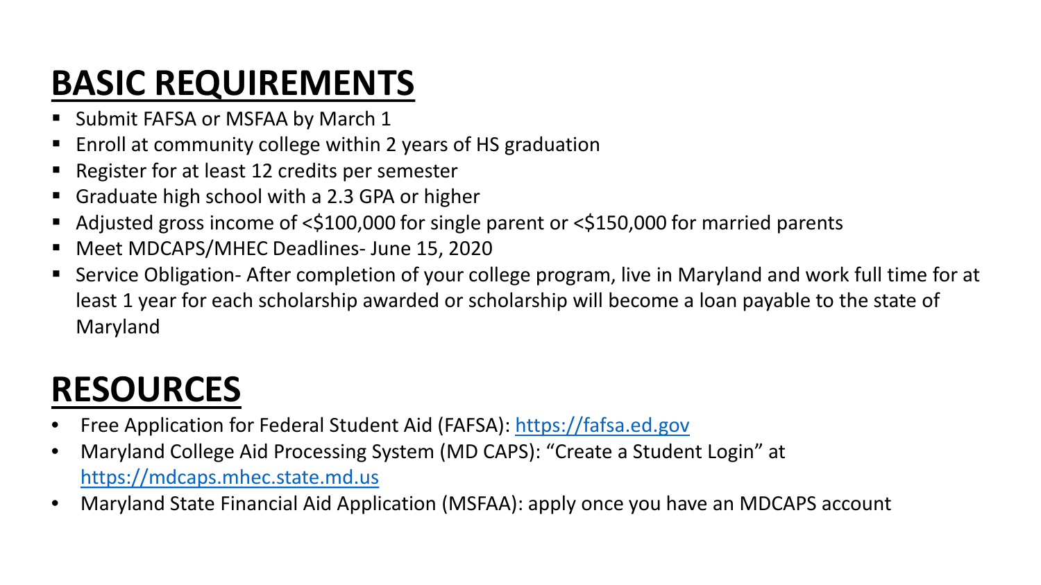# BASIC REQUIREMENTS

- Submit FAFSA or MSFAA by March 1
- Enroll at community college within 2 years of HS graduation
- Register for at least 12 credits per semester
- Graduate high school with a 2.3 GPA or higher
- Adjusted gross income of <$100,000 for single parent or <$150,000 for married parents
- Meet MDCAPS/MHEC Deadlines- June 15, 2020
- Service Obligation- After completion of your college program, live in Maryland and work full time for at least 1 year for each scholarship awarded or scholarship will become a loan payable to the state of Maryland

# RESOURCES

- Free Application for Federal Student Aid (FAFSA): [https://fafsa.ed.gov](https://fafsa.ed.gov)
- Maryland College Aid Processing System (MD CAPS): "Create a Student Login" at [https://mdcaps.mhec.state.md.us](https://mdcaps.mhec.state.md.us)
- Maryland State Financial Aid Application (MSFAA): apply once you have an MDCAPS account